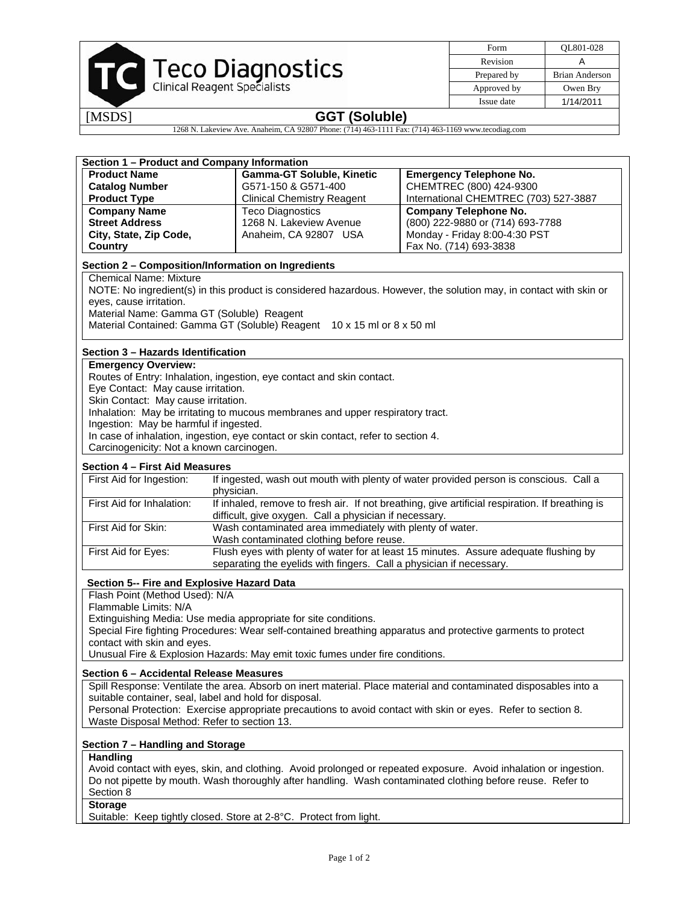Teco Diagnostics
Clinical Reagent Specialists

| Form | QL801-028 |
|---|---|
| Revision | A |
| Prepared by | Brian Anderson |
| Approved by | Owen Bry |
| Issue date | 1/14/2011 |

[MSDS] **GGT (Soluble)**

1268 N. Lakeview Ave. Anaheim, CA 92807 Phone: (714) 463-1111 Fax: (714) 463-1169 www.tecodiag.com

## Section 1 – Product and Company Information

| | | |
|---|---|---|
| **Product Name** | **Gamma-GT Soluble, Kinetic** | **Emergency Telephone No.** |
| **Catalog Number** | G571-150 & G571-400 | CHEMTREC (800) 424-9300 |
| **Product Type** | Clinical Chemistry Reagent | International CHEMTREC (703) 527-3887 |
| **Company Name** | Teco Diagnostics | **Company Telephone No.** |
| **Street Address** | 1268 N. Lakeview Avenue | (800) 222-9880 or (714) 693-7788 |
| **City, State, Zip Code, Country** | Anaheim, CA 92807 USA | Monday - Friday 8:00-4:30 PST<br>Fax No. (714) 693-3838 |

## Section 2 – Composition/Information on Ingredients

Chemical Name: Mixture

NOTE: No ingredient(s) in this product is considered hazardous. However, the solution may, in contact with skin or eyes, cause irritation.

Material Name: Gamma GT (Soluble) Reagent

Material Contained: Gamma GT (Soluble) Reagent 10 x 15 ml or 8 x 50 ml

## Section 3 – Hazards Identification

**Emergency Overview:**

Routes of Entry: Inhalation, ingestion, eye contact and skin contact.

Eye Contact: May cause irritation.

Skin Contact: May cause irritation.

Inhalation: May be irritating to mucous membranes and upper respiratory tract.

Ingestion: May be harmful if ingested.

In case of inhalation, ingestion, eye contact or skin contact, refer to section 4.

Carcinogenicity: Not a known carcinogen.

## Section 4 – First Aid Measures

| | |
|---|---|
| First Aid for Ingestion: | If ingested, wash out mouth with plenty of water provided person is conscious. Call a physician. |
| First Aid for Inhalation: | If inhaled, remove to fresh air. If not breathing, give artificial respiration. If breathing is difficult, give oxygen. Call a physician if necessary. |
| First Aid for Skin: | Wash contaminated area immediately with plenty of water.<br>Wash contaminated clothing before reuse. |
| First Aid for Eyes: | Flush eyes with plenty of water for at least 15 minutes. Assure adequate flushing by separating the eyelids with fingers. Call a physician if necessary. |

## Section 5-- Fire and Explosive Hazard Data

Flash Point (Method Used): N/A

Flammable Limits: N/A

Extinguishing Media: Use media appropriate for site conditions.

Special Fire fighting Procedures: Wear self-contained breathing apparatus and protective garments to protect contact with skin and eyes.

Unusual Fire & Explosion Hazards: May emit toxic fumes under fire conditions.

## Section 6 – Accidental Release Measures

Spill Response: Ventilate the area. Absorb on inert material. Place material and contaminated disposables into a suitable container, seal, label and hold for disposal.

Personal Protection: Exercise appropriate precautions to avoid contact with skin or eyes. Refer to section 8.

Waste Disposal Method: Refer to section 13.

## Section 7 – Handling and Storage

**Handling**

Avoid contact with eyes, skin, and clothing. Avoid prolonged or repeated exposure. Avoid inhalation or ingestion. Do not pipette by mouth. Wash thoroughly after handling. Wash contaminated clothing before reuse. Refer to Section 8

**Storage**

Suitable: Keep tightly closed. Store at 2-8°C. Protect from light.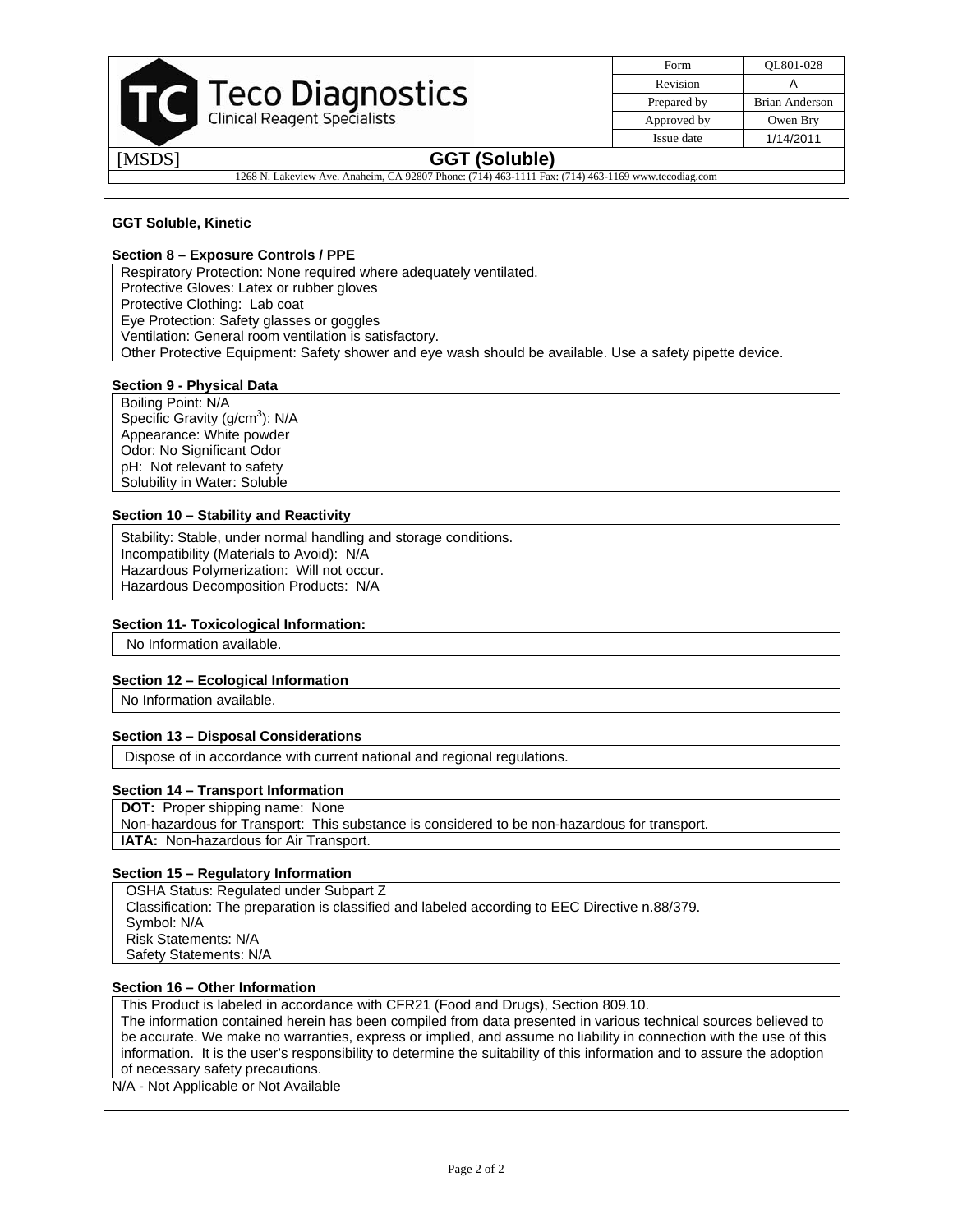| Teco Diagnostics Clinical Reagent Specialists | Form | QL801-028 |
| --- | --- | --- |
| | Revision | A |
| | Prepared by | Brian Anderson |
| | Approved by | Owen Bry |
| | Issue date | 1/14/2011 |

[MSDS] **GGT (Soluble)**

1268 N. Lakeview Ave. Anaheim, CA 92807 Phone: (714) 463-1111 Fax: (714) 463-1169 www.tecodiag.com

**GGT Soluble, Kinetic**

### Section 8 – Exposure Controls / PPE

Respiratory Protection: None required where adequately ventilated.
Protective Gloves: Latex or rubber gloves
Protective Clothing: Lab coat
Eye Protection: Safety glasses or goggles
Ventilation: General room ventilation is satisfactory.
Other Protective Equipment: Safety shower and eye wash should be available. Use a safety pipette device.

### Section 9 - Physical Data

Boiling Point: N/A
Specific Gravity (g/cm$^3$): N/A
Appearance: White powder
Odor: No Significant Odor
pH: Not relevant to safety
Solubility in Water: Soluble

### Section 10 – Stability and Reactivity

Stability: Stable, under normal handling and storage conditions.
Incompatibility (Materials to Avoid): N/A
Hazardous Polymerization: Will not occur.
Hazardous Decomposition Products: N/A

### Section 11- Toxicological Information:

No Information available.

### Section 12 – Ecological Information

No Information available.

### Section 13 – Disposal Considerations

Dispose of in accordance with current national and regional regulations.

### Section 14 – Transport Information

**DOT:** Proper shipping name: None
Non-hazardous for Transport: This substance is considered to be non-hazardous for transport.
**IATA:** Non-hazardous for Air Transport.

### Section 15 – Regulatory Information

OSHA Status: Regulated under Subpart Z
Classification: The preparation is classified and labeled according to EEC Directive n.88/379.
Symbol: N/A
Risk Statements: N/A
Safety Statements: N/A

### Section 16 – Other Information

This Product is labeled in accordance with CFR21 (Food and Drugs), Section 809.10.
The information contained herein has been compiled from data presented in various technical sources believed to be accurate. We make no warranties, express or implied, and assume no liability in connection with the use of this information. It is the user's responsibility to determine the suitability of this information and to assure the adoption of necessary safety precautions.

N/A - Not Applicable or Not Available